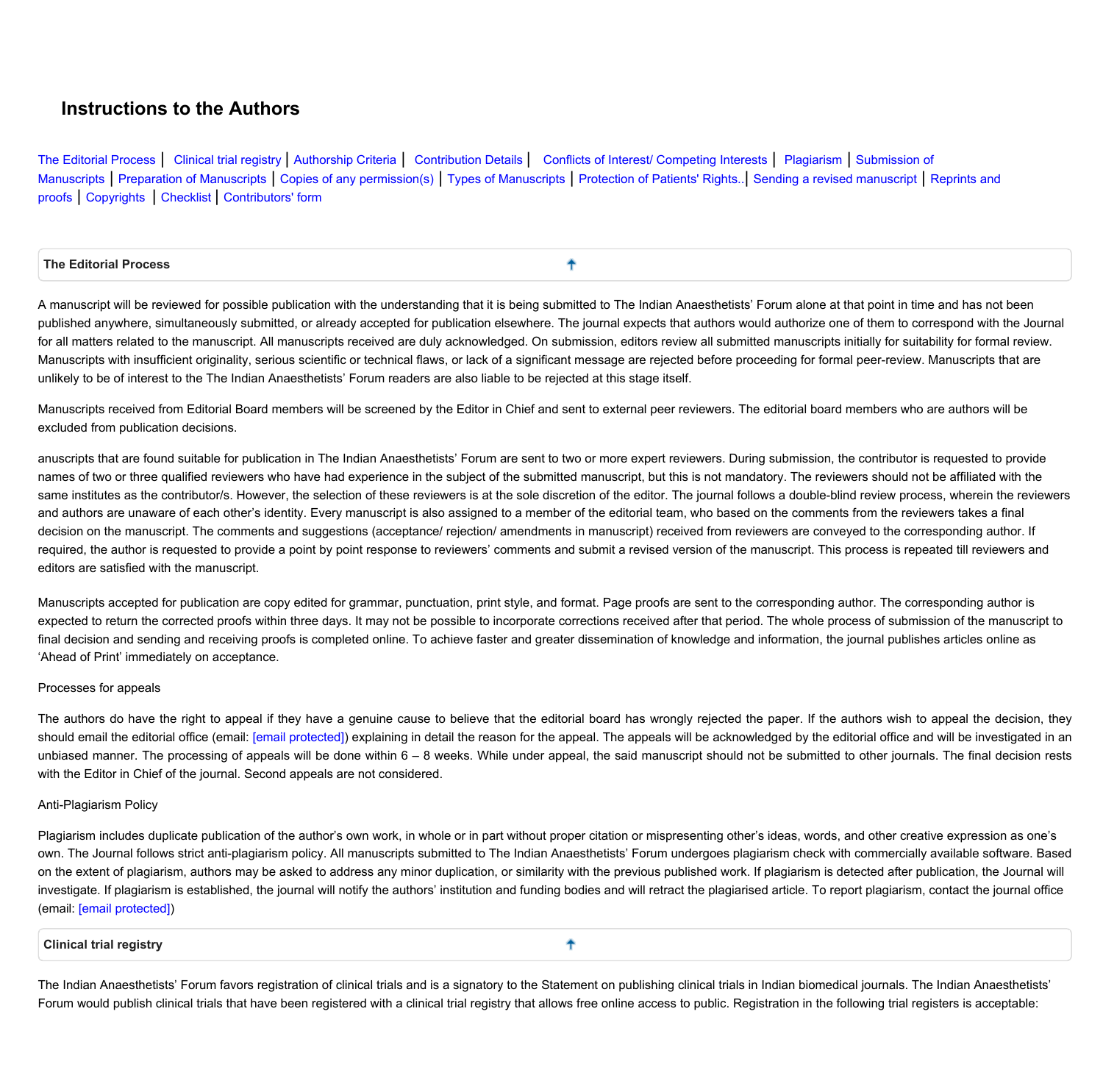# Instructions to the Authors

The Editorial Process | Clinical trial registry | Authorship Criteria | Contribution Details | Conflicts of Interest/ Competing Interests | Plagiarism | Submission of Manuscripts | Preparation of Manuscripts | Copies of any permission(s) | Types of Manuscripts | Protection of Patients' Rights.. | Sending a revised manuscript | Reprints and proofs | Copyrights | Checklist | Contributors' form

## The Editorial Process

A manuscript will be reviewed for possible publication with the understanding that it is being submitted to The Indian Anaesthetists' Forum alone at that point in time and has not been published anywhere, simultaneously submitted, or already accepted for publication elsewhere. The journal expects that authors would authorize one of them to correspond with the Journal for all matters related to the manuscript. All manuscripts received are duly acknowledged. On submission, editors review all submitted manuscripts initially for suitability for formal review. Manuscripts with insufficient originality, serious scientific or technical flaws, or lack of a significant message are rejected before proceeding for formal peer-review. Manuscripts that are unlikely to be of interest to the The Indian Anaesthetists' Forum readers are also liable to be rejected at this stage itself.

Manuscripts received from Editorial Board members will be screened by the Editor in Chief and sent to external peer reviewers. The editorial board members who are authors will be excluded from publication decisions.

anuscripts that are found suitable for publication in The Indian Anaesthetists' Forum are sent to two or more expert reviewers. During submission, the contributor is requested to provide names of two or three qualified reviewers who have had experience in the subject of the submitted manuscript, but this is not mandatory. The reviewers should not be affiliated with the same institutes as the contributor/s. However, the selection of these reviewers is at the sole discretion of the editor. The journal follows a double-blind review process, wherein the reviewers and authors are unaware of each other's identity. Every manuscript is also assigned to a member of the editorial team, who based on the comments from the reviewers takes a final decision on the manuscript. The comments and suggestions (acceptance/ rejection/ amendments in manuscript) received from reviewers are conveyed to the corresponding author. If required, the author is requested to provide a point by point response to reviewers' comments and submit a revised version of the manuscript. This process is repeated till reviewers and editors are satisfied with the manuscript.

Manuscripts accepted for publication are copy edited for grammar, punctuation, print style, and format. Page proofs are sent to the corresponding author. The corresponding author is expected to return the corrected proofs within three days. It may not be possible to incorporate corrections received after that period. The whole process of submission of the manuscript to final decision and sending and receiving proofs is completed online. To achieve faster and greater dissemination of knowledge and information, the journal publishes articles online as 'Ahead of Print' immediately on acceptance.

Processes for appeals

The authors do have the right to appeal if they have a genuine cause to believe that the editorial board has wrongly rejected the paper. If the authors wish to appeal the decision, they should email the editorial office (email: [email protected]) explaining in detail the reason for the appeal. The appeals will be acknowledged by the editorial office and will be investigated in an unbiased manner. The processing of appeals will be done within 6 – 8 weeks. While under appeal, the said manuscript should not be submitted to other journals. The final decision rests with the Editor in Chief of the journal. Second appeals are not considered.

Anti-Plagiarism Policy

Plagiarism includes duplicate publication of the author's own work, in whole or in part without proper citation or mispresenting other's ideas, words, and other creative expression as one's own. The Journal follows strict anti-plagiarism policy. All manuscripts submitted to The Indian Anaesthetists' Forum undergoes plagiarism check with commercially available software. Based on the extent of plagiarism, authors may be asked to address any minor duplication, or similarity with the previous published work. If plagiarism is detected after publication, the Journal will investigate. If plagiarism is established, the journal will notify the authors' institution and funding bodies and will retract the plagiarised article. To report plagiarism, contact the journal office (email: [email protected])

## Clinical trial registry

The Indian Anaesthetists' Forum favors registration of clinical trials and is a signatory to the Statement on publishing clinical trials in Indian biomedical journals. The Indian Anaesthetists' Forum would publish clinical trials that have been registered with a clinical trial registry that allows free online access to public. Registration in the following trial registers is acceptable: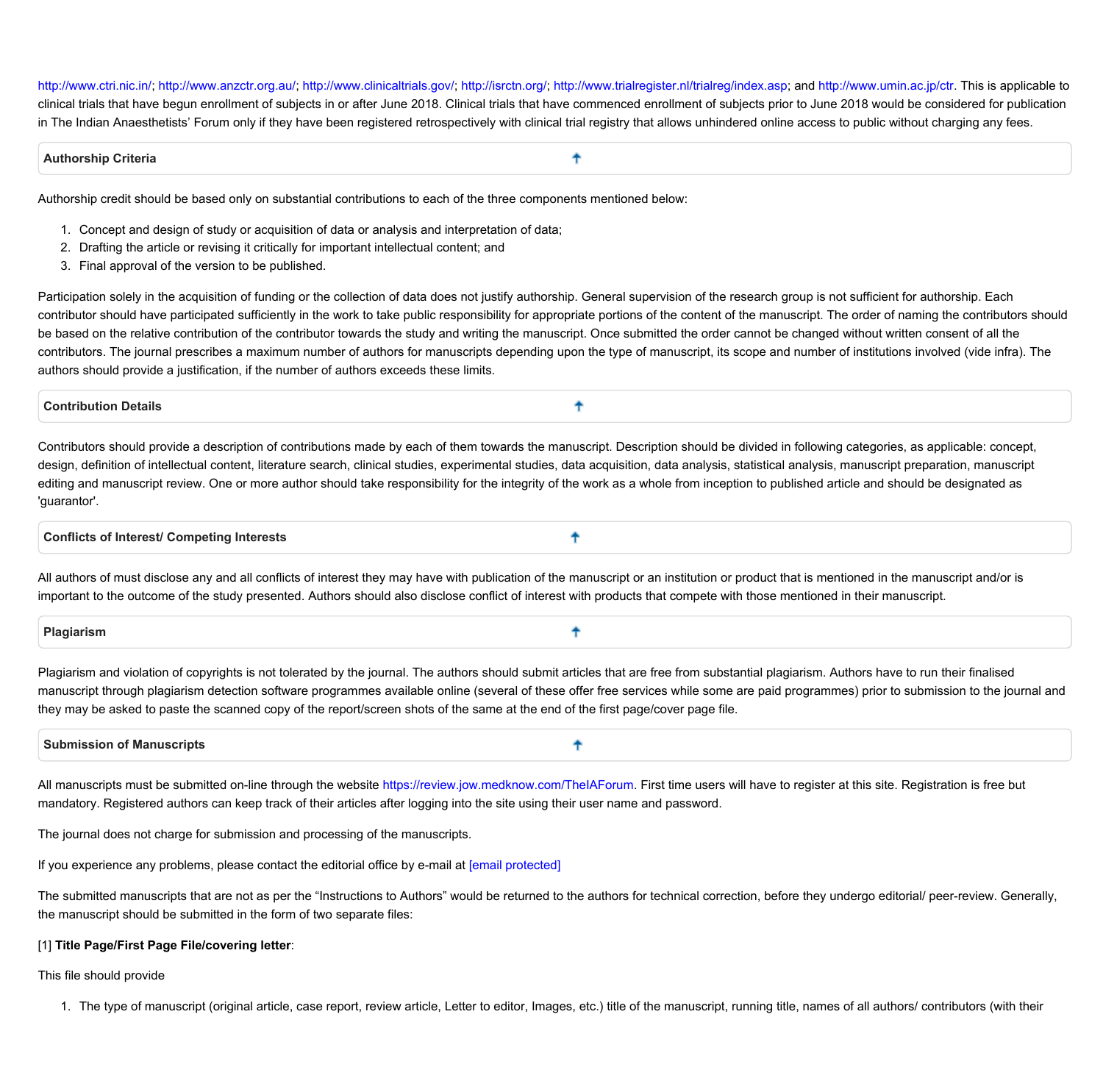http://www.ctri.nic.in/; http://www.anzctr.org.au/; http://www.clinicaltrials.gov/; http://isrctn.org/; http://www.trialregister.nl/trialreg/index.asp; and http://www.umin.ac.jp/ctr. This is applicable to clinical trials that have begun enrollment of subjects in or after June 2018. Clinical trials that have commenced enrollment of subjects prior to June 2018 would be considered for publication in The Indian Anaesthetists' Forum only if they have been registered retrospectively with clinical trial registry that allows unhindered online access to public without charging any fees.

## Authorship Criteria

Authorship credit should be based only on substantial contributions to each of the three components mentioned below:

1. Concept and design of study or acquisition of data or analysis and interpretation of data;
2. Drafting the article or revising it critically for important intellectual content; and
3. Final approval of the version to be published.

Participation solely in the acquisition of funding or the collection of data does not justify authorship. General supervision of the research group is not sufficient for authorship. Each contributor should have participated sufficiently in the work to take public responsibility for appropriate portions of the content of the manuscript. The order of naming the contributors should be based on the relative contribution of the contributor towards the study and writing the manuscript. Once submitted the order cannot be changed without written consent of all the contributors. The journal prescribes a maximum number of authors for manuscripts depending upon the type of manuscript, its scope and number of institutions involved (vide infra). The authors should provide a justification, if the number of authors exceeds these limits.

## Contribution Details

Contributors should provide a description of contributions made by each of them towards the manuscript. Description should be divided in following categories, as applicable: concept, design, definition of intellectual content, literature search, clinical studies, experimental studies, data acquisition, data analysis, statistical analysis, manuscript preparation, manuscript editing and manuscript review. One or more author should take responsibility for the integrity of the work as a whole from inception to published article and should be designated as 'guarantor'.

## Conflicts of Interest/ Competing Interests

All authors of must disclose any and all conflicts of interest they may have with publication of the manuscript or an institution or product that is mentioned in the manuscript and/or is important to the outcome of the study presented. Authors should also disclose conflict of interest with products that compete with those mentioned in their manuscript.

## Plagiarism

Plagiarism and violation of copyrights is not tolerated by the journal. The authors should submit articles that are free from substantial plagiarism. Authors have to run their finalised manuscript through plagiarism detection software programmes available online (several of these offer free services while some are paid programmes) prior to submission to the journal and they may be asked to paste the scanned copy of the report/screen shots of the same at the end of the first page/cover page file.

## Submission of Manuscripts

All manuscripts must be submitted on-line through the website https://review.jow.medknow.com/TheIAForum. First time users will have to register at this site. Registration is free but mandatory. Registered authors can keep track of their articles after logging into the site using their user name and password.

The journal does not charge for submission and processing of the manuscripts.

If you experience any problems, please contact the editorial office by e-mail at [email protected]

The submitted manuscripts that are not as per the "Instructions to Authors" would be returned to the authors for technical correction, before they undergo editorial/ peer-review. Generally, the manuscript should be submitted in the form of two separate files:

[1] **Title Page/First Page File/covering letter**:

This file should provide

1. The type of manuscript (original article, case report, review article, Letter to editor, Images, etc.) title of the manuscript, running title, names of all authors/ contributors (with their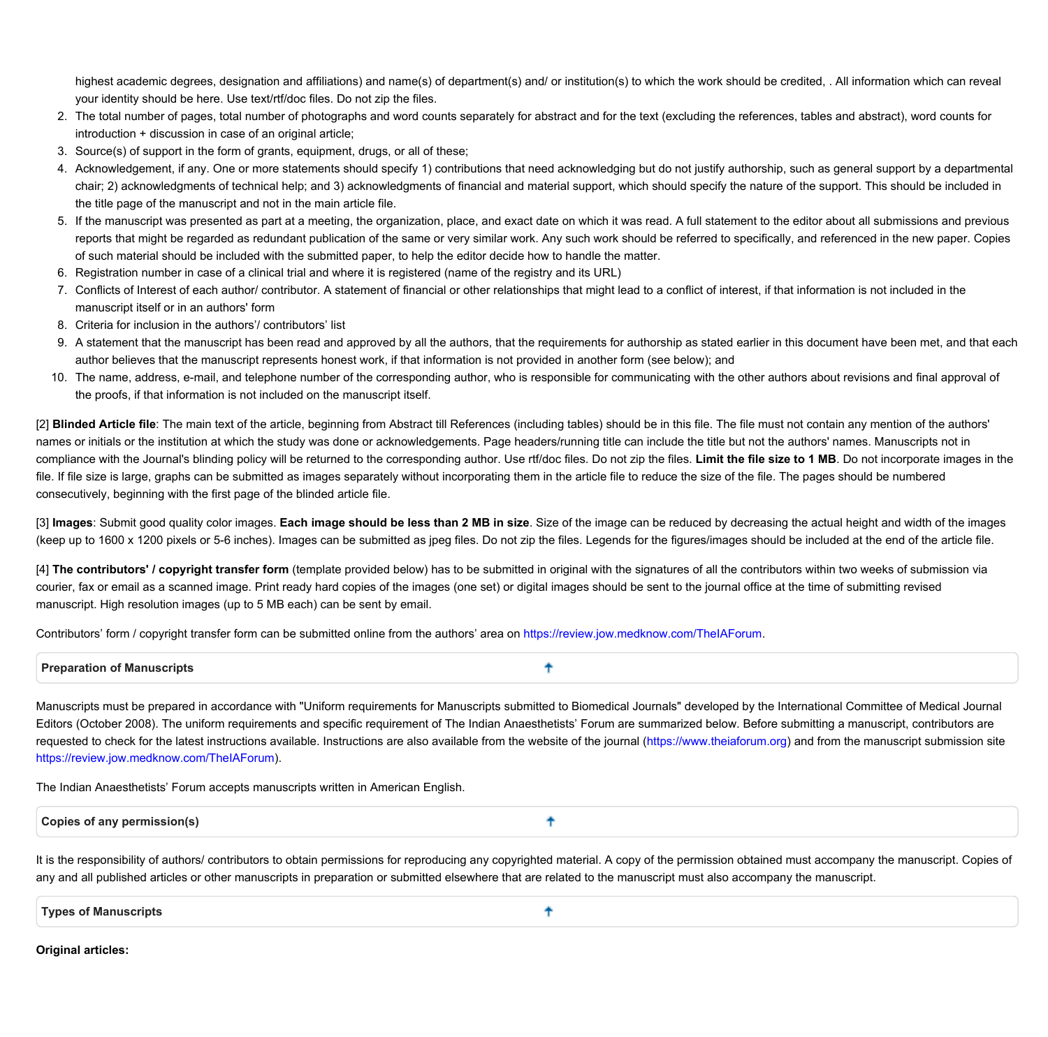highest academic degrees, designation and affiliations) and name(s) of department(s) and/ or institution(s) to which the work should be credited, . All information which can reveal your identity should be here. Use text/rtf/doc files. Do not zip the files.

2. The total number of pages, total number of photographs and word counts separately for abstract and for the text (excluding the references, tables and abstract), word counts for introduction + discussion in case of an original article;
3. Source(s) of support in the form of grants, equipment, drugs, or all of these;
4. Acknowledgement, if any. One or more statements should specify 1) contributions that need acknowledging but do not justify authorship, such as general support by a departmental chair; 2) acknowledgments of technical help; and 3) acknowledgments of financial and material support, which should specify the nature of the support. This should be included in the title page of the manuscript and not in the main article file.
5. If the manuscript was presented as part at a meeting, the organization, place, and exact date on which it was read. A full statement to the editor about all submissions and previous reports that might be regarded as redundant publication of the same or very similar work. Any such work should be referred to specifically, and referenced in the new paper. Copies of such material should be included with the submitted paper, to help the editor decide how to handle the matter.
6. Registration number in case of a clinical trial and where it is registered (name of the registry and its URL)
7. Conflicts of Interest of each author/ contributor. A statement of financial or other relationships that might lead to a conflict of interest, if that information is not included in the manuscript itself or in an authors' form
8. Criteria for inclusion in the authors'/ contributors' list
9. A statement that the manuscript has been read and approved by all the authors, that the requirements for authorship as stated earlier in this document have been met, and that each author believes that the manuscript represents honest work, if that information is not provided in another form (see below); and
10. The name, address, e-mail, and telephone number of the corresponding author, who is responsible for communicating with the other authors about revisions and final approval of the proofs, if that information is not included on the manuscript itself.

[2] **Blinded Article file**: The main text of the article, beginning from Abstract till References (including tables) should be in this file. The file must not contain any mention of the authors' names or initials or the institution at which the study was done or acknowledgements. Page headers/running title can include the title but not the authors' names. Manuscripts not in compliance with the Journal's blinding policy will be returned to the corresponding author. Use rtf/doc files. Do not zip the files. **Limit the file size to 1 MB**. Do not incorporate images in the file. If file size is large, graphs can be submitted as images separately without incorporating them in the article file to reduce the size of the file. The pages should be numbered consecutively, beginning with the first page of the blinded article file.

[3] **Images**: Submit good quality color images. **Each image should be less than 2 MB in size**. Size of the image can be reduced by decreasing the actual height and width of the images (keep up to 1600 x 1200 pixels or 5-6 inches). Images can be submitted as jpeg files. Do not zip the files. Legends for the figures/images should be included at the end of the article file.

[4] **The contributors' / copyright transfer form** (template provided below) has to be submitted in original with the signatures of all the contributors within two weeks of submission via courier, fax or email as a scanned image. Print ready hard copies of the images (one set) or digital images should be sent to the journal office at the time of submitting revised manuscript. High resolution images (up to 5 MB each) can be sent by email.

Contributors' form / copyright transfer form can be submitted online from the authors' area on https://review.jow.medknow.com/TheIAForum.

## Preparation of Manuscripts

Manuscripts must be prepared in accordance with "Uniform requirements for Manuscripts submitted to Biomedical Journals" developed by the International Committee of Medical Journal Editors (October 2008). The uniform requirements and specific requirement of The Indian Anaesthetists' Forum are summarized below. Before submitting a manuscript, contributors are requested to check for the latest instructions available. Instructions are also available from the website of the journal (https://www.theiaforum.org) and from the manuscript submission site https://review.jow.medknow.com/TheIAForum).

The Indian Anaesthetists' Forum accepts manuscripts written in American English.

## Copies of any permission(s)

It is the responsibility of authors/ contributors to obtain permissions for reproducing any copyrighted material. A copy of the permission obtained must accompany the manuscript. Copies of any and all published articles or other manuscripts in preparation or submitted elsewhere that are related to the manuscript must also accompany the manuscript.

## Types of Manuscripts

**Original articles:**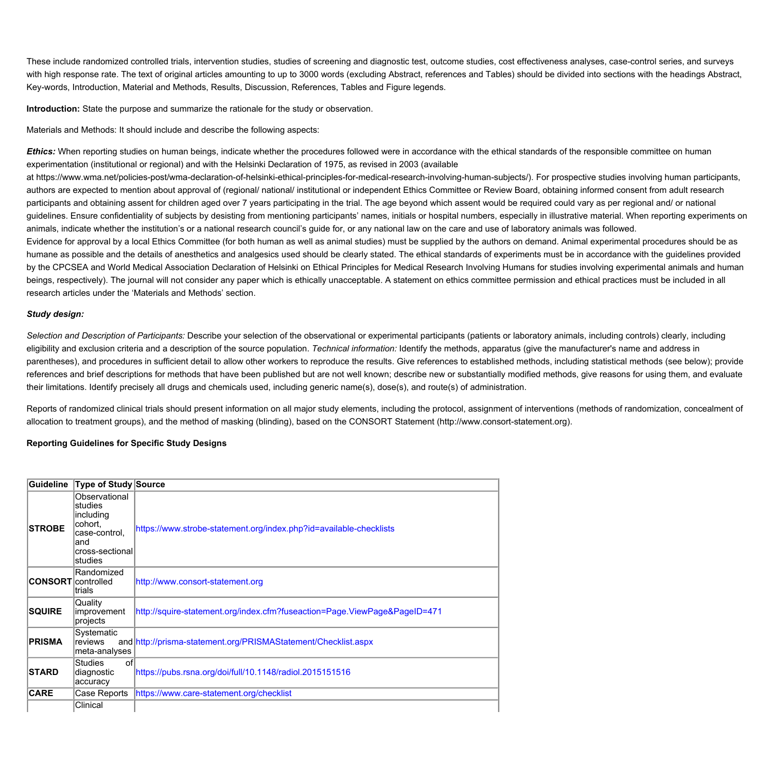These include randomized controlled trials, intervention studies, studies of screening and diagnostic test, outcome studies, cost effectiveness analyses, case-control series, and surveys with high response rate. The text of original articles amounting to up to 3000 words (excluding Abstract, references and Tables) should be divided into sections with the headings Abstract, Key-words, Introduction, Material and Methods, Results, Discussion, References, Tables and Figure legends.

**Introduction:** State the purpose and summarize the rationale for the study or observation.

Materials and Methods: It should include and describe the following aspects:

***Ethics:*** When reporting studies on human beings, indicate whether the procedures followed were in accordance with the ethical standards of the responsible committee on human experimentation (institutional or regional) and with the Helsinki Declaration of 1975, as revised in 2003 (available at https://www.wma.net/policies-post/wma-declaration-of-helsinki-ethical-principles-for-medical-research-involving-human-subjects/). For prospective studies involving human participants, authors are expected to mention about approval of (regional/ national/ institutional or independent Ethics Committee or Review Board, obtaining informed consent from adult research participants and obtaining assent for children aged over 7 years participating in the trial. The age beyond which assent would be required could vary as per regional and/ or national guidelines. Ensure confidentiality of subjects by desisting from mentioning participants' names, initials or hospital numbers, especially in illustrative material. When reporting experiments on animals, indicate whether the institution's or a national research council's guide for, or any national law on the care and use of laboratory animals was followed.
Evidence for approval by a local Ethics Committee (for both human as well as animal studies) must be supplied by the authors on demand. Animal experimental procedures should be as humane as possible and the details of anesthetics and analgesics used should be clearly stated. The ethical standards of experiments must be in accordance with the guidelines provided by the CPCSEA and World Medical Association Declaration of Helsinki on Ethical Principles for Medical Research Involving Humans for studies involving experimental animals and human beings, respectively). The journal will not consider any paper which is ethically unacceptable. A statement on ethics committee permission and ethical practices must be included in all research articles under the 'Materials and Methods' section.

***Study design:***

*Selection and Description of Participants:* Describe your selection of the observational or experimental participants (patients or laboratory animals, including controls) clearly, including eligibility and exclusion criteria and a description of the source population. *Technical information:* Identify the methods, apparatus (give the manufacturer's name and address in parentheses), and procedures in sufficient detail to allow other workers to reproduce the results. Give references to established methods, including statistical methods (see below); provide references and brief descriptions for methods that have been published but are not well known; describe new or substantially modified methods, give reasons for using them, and evaluate their limitations. Identify precisely all drugs and chemicals used, including generic name(s), dose(s), and route(s) of administration.

Reports of randomized clinical trials should present information on all major study elements, including the protocol, assignment of interventions (methods of randomization, concealment of allocation to treatment groups), and the method of masking (blinding), based on the CONSORT Statement (http://www.consort-statement.org).

**Reporting Guidelines for Specific Study Designs**

| Guideline | Type of Study | Source |
|---|---|---|
| **STROBE** | Observational studies including cohort, case-control, and cross-sectional studies | https://www.strobe-statement.org/index.php?id=available-checklists |
| **CONSORT** | Randomized controlled trials | http://www.consort-statement.org |
| **SQUIRE** | Quality improvement projects | http://squire-statement.org/index.cfm?fuseaction=Page.ViewPage&PageID=471 |
| **PRISMA** | Systematic reviews and meta-analyses | http://prisma-statement.org/PRISMAStatement/Checklist.aspx |
| **STARD** | Studies of diagnostic accuracy | https://pubs.rsna.org/doi/full/10.1148/radiol.2015151516 |
| **CARE** | Case Reports | https://www.care-statement.org/checklist |
| | Clinical | |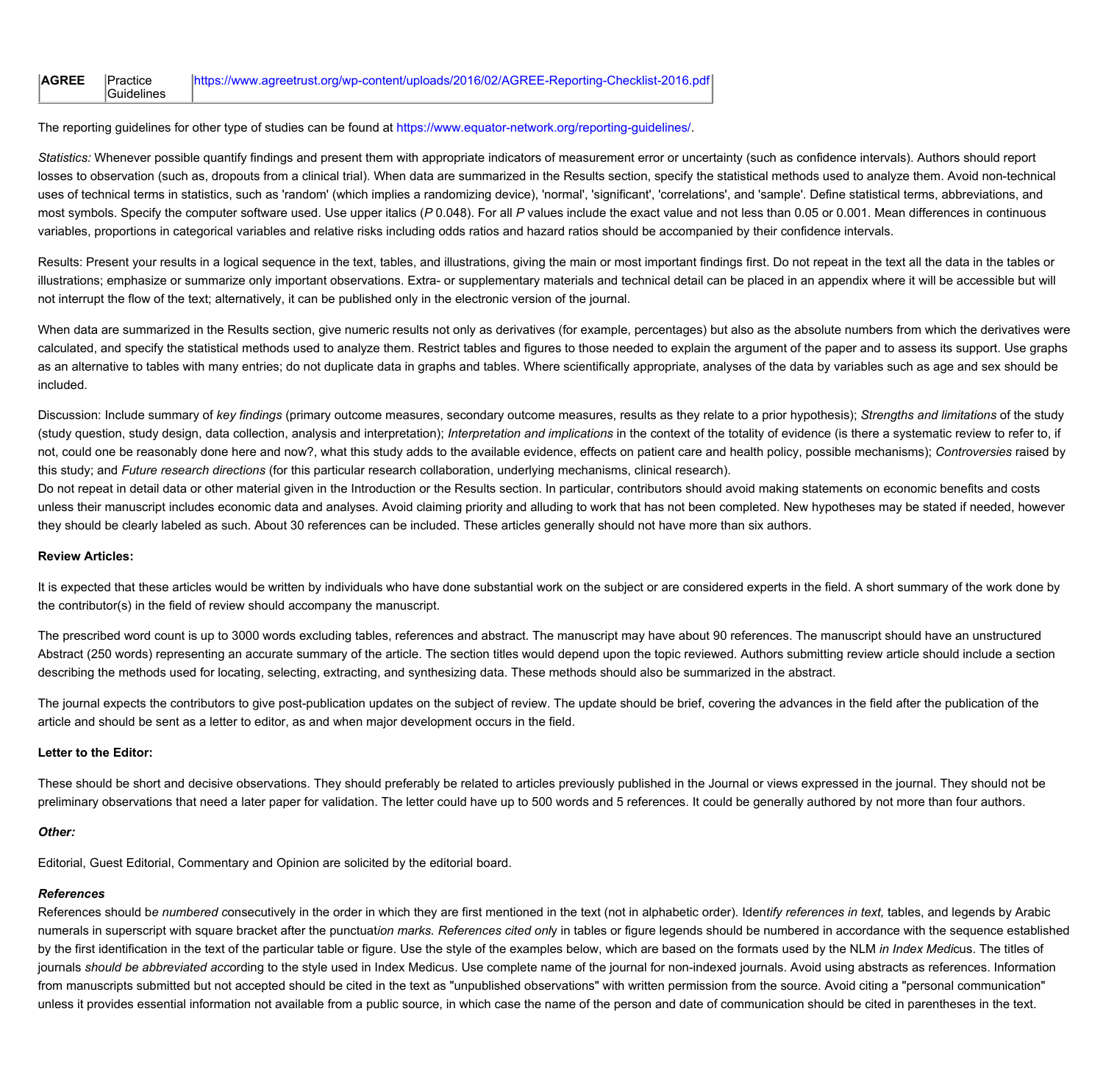| | | |
|---|---|---|
| **AGREE** | Practice Guidelines | https://www.agreetrust.org/wp-content/uploads/2016/02/AGREE-Reporting-Checklist-2016.pdf |

The reporting guidelines for other type of studies can be found at https://www.equator-network.org/reporting-guidelines/.

*Statistics:* Whenever possible quantify findings and present them with appropriate indicators of measurement error or uncertainty (such as confidence intervals). Authors should report losses to observation (such as, dropouts from a clinical trial). When data are summarized in the Results section, specify the statistical methods used to analyze them. Avoid non-technical uses of technical terms in statistics, such as 'random' (which implies a randomizing device), 'normal', 'significant', 'correlations', and 'sample'. Define statistical terms, abbreviations, and most symbols. Specify the computer software used. Use upper italics (*P* 0.048). For all *P* values include the exact value and not less than 0.05 or 0.001. Mean differences in continuous variables, proportions in categorical variables and relative risks including odds ratios and hazard ratios should be accompanied by their confidence intervals.

Results: Present your results in a logical sequence in the text, tables, and illustrations, giving the main or most important findings first. Do not repeat in the text all the data in the tables or illustrations; emphasize or summarize only important observations. Extra- or supplementary materials and technical detail can be placed in an appendix where it will be accessible but will not interrupt the flow of the text; alternatively, it can be published only in the electronic version of the journal.

When data are summarized in the Results section, give numeric results not only as derivatives (for example, percentages) but also as the absolute numbers from which the derivatives were calculated, and specify the statistical methods used to analyze them. Restrict tables and figures to those needed to explain the argument of the paper and to assess its support. Use graphs as an alternative to tables with many entries; do not duplicate data in graphs and tables. Where scientifically appropriate, analyses of the data by variables such as age and sex should be included.

Discussion: Include summary of *key findings* (primary outcome measures, secondary outcome measures, results as they relate to a prior hypothesis); *Strengths and limitations* of the study (study question, study design, data collection, analysis and interpretation); *Interpretation and implications* in the context of the totality of evidence (is there a systematic review to refer to, if not, could one be reasonably done here and now?, what this study adds to the available evidence, effects on patient care and health policy, possible mechanisms); *Controversies* raised by this study; and *Future research directions* (for this particular research collaboration, underlying mechanisms, clinical research).
Do not repeat in detail data or other material given in the Introduction or the Results section. In particular, contributors should avoid making statements on economic benefits and costs unless their manuscript includes economic data and analyses. Avoid claiming priority and alluding to work that has not been completed. New hypotheses may be stated if needed, however they should be clearly labeled as such. About 30 references can be included. These articles generally should not have more than six authors.

**Review Articles:**

It is expected that these articles would be written by individuals who have done substantial work on the subject or are considered experts in the field. A short summary of the work done by the contributor(s) in the field of review should accompany the manuscript.

The prescribed word count is up to 3000 words excluding tables, references and abstract. The manuscript may have about 90 references. The manuscript should have an unstructured Abstract (250 words) representing an accurate summary of the article. The section titles would depend upon the topic reviewed. Authors submitting review article should include a section describing the methods used for locating, selecting, extracting, and synthesizing data. These methods should also be summarized in the abstract.

The journal expects the contributors to give post-publication updates on the subject of review. The update should be brief, covering the advances in the field after the publication of the article and should be sent as a letter to editor, as and when major development occurs in the field.

**Letter to the Editor:**

These should be short and decisive observations. They should preferably be related to articles previously published in the Journal or views expressed in the journal. They should not be preliminary observations that need a later paper for validation. The letter could have up to 500 words and 5 references. It could be generally authored by not more than four authors.

***Other:***

Editorial, Guest Editorial, Commentary and Opinion are solicited by the editorial board.

***References***

References should be *numbered* consecutively in the order in which they are first mentioned in the text (not in alphabetic order). Iden*tify references in text,* tables, and legends by Arabic numerals in superscript with square bracket after the punctuat*ion marks. References cited onl*y in tables or figure legends should be numbered in accordance with the sequence established by the first identification in the text of the particular table or figure. Use the style of the examples below, which are based on the formats used by the NLM *in Index Medi*cus. The titles of journals *should be abbreviated acc*ording to the style used in Index Medicus. Use complete name of the journal for non-indexed journals. Avoid using abstracts as references. Information from manuscripts submitted but not accepted should be cited in the text as "unpublished observations" with written permission from the source. Avoid citing a "personal communication" unless it provides essential information not available from a public source, in which case the name of the person and date of communication should be cited in parentheses in the text.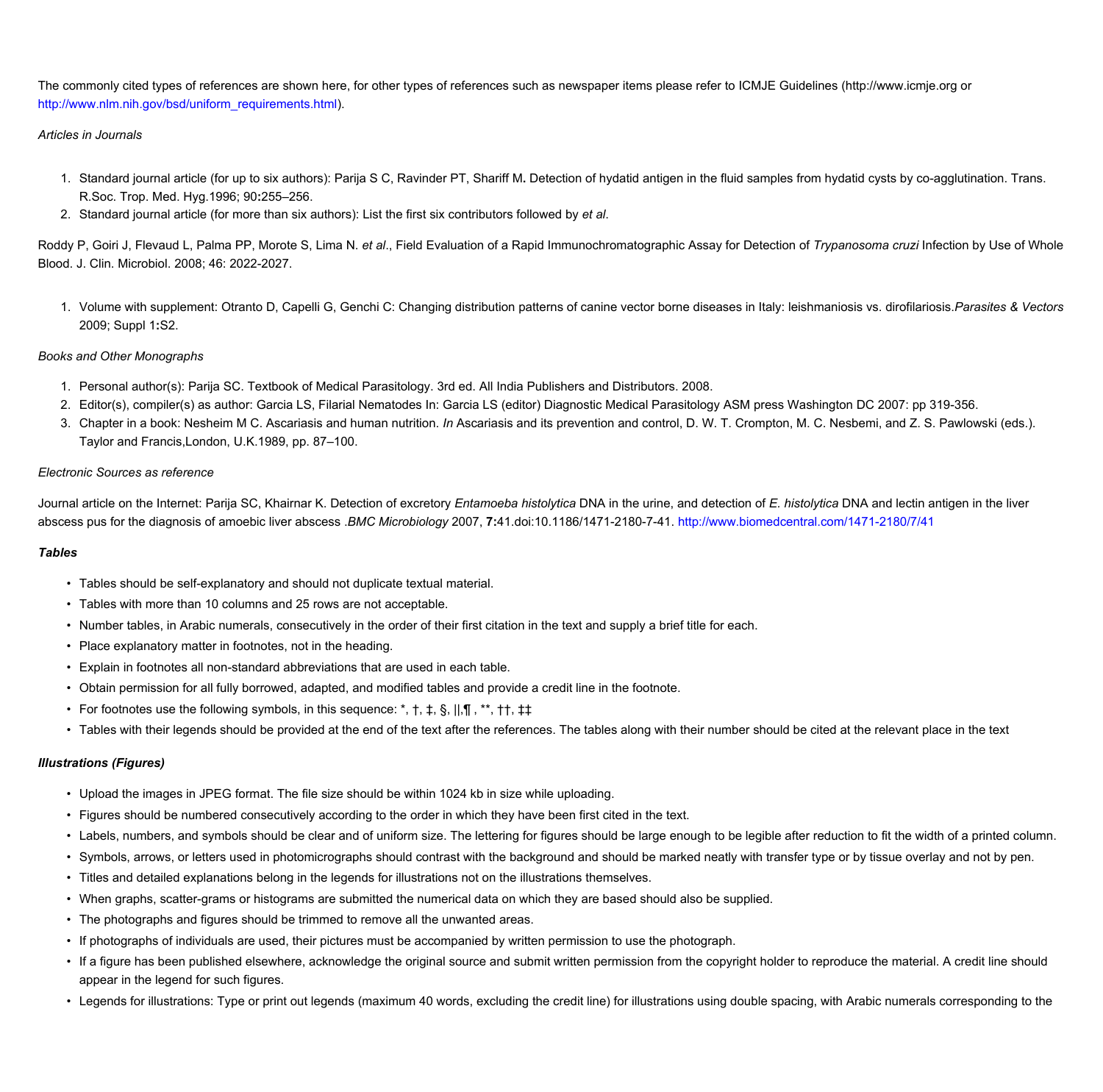The commonly cited types of references are shown here, for other types of references such as newspaper items please refer to ICMJE Guidelines (http://www.icmje.org or http://www.nlm.nih.gov/bsd/uniform_requirements.html).

*Articles in Journals*

1. Standard journal article (for up to six authors): Parija S C, Ravinder PT, Shariff M**.** Detection of hydatid antigen in the fluid samples from hydatid cysts by co-agglutination. Trans. R.Soc. Trop. Med. Hyg.1996; 90**:**255–256.
2. Standard journal article (for more than six authors): List the first six contributors followed by *et al*.

Roddy P, Goiri J, Flevaud L, Palma PP, Morote S, Lima N. *et al*., Field Evaluation of a Rapid Immunochromatographic Assay for Detection of *Trypanosoma cruzi* Infection by Use of Whole Blood. J. Clin. Microbiol. 2008; 46: 2022-2027.

1. Volume with supplement: Otranto D, Capelli G, Genchi C: Changing distribution patterns of canine vector borne diseases in Italy: leishmaniosis vs. dirofilariosis.*Parasites & Vectors* 2009; Suppl 1**:**S2.

*Books and Other Monographs*

1. Personal author(s): Parija SC. Textbook of Medical Parasitology. 3rd ed. All India Publishers and Distributors. 2008.
2. Editor(s), compiler(s) as author: Garcia LS, Filarial Nematodes In: Garcia LS (editor) Diagnostic Medical Parasitology ASM press Washington DC 2007: pp 319-356.
3. Chapter in a book: Nesheim M C. Ascariasis and human nutrition. *In* Ascariasis and its prevention and control, D. W. T. Crompton, M. C. Nesbemi, and Z. S. Pawlowski (eds.). Taylor and Francis,London, U.K.1989, pp. 87–100.

*Electronic Sources as reference*

Journal article on the Internet: Parija SC, Khairnar K. Detection of excretory *Entamoeba histolytica* DNA in the urine, and detection of *E. histolytica* DNA and lectin antigen in the liver abscess pus for the diagnosis of amoebic liver abscess .*BMC Microbiology* 2007, **7:**41.doi:10.1186/1471-2180-7-41. http://www.biomedcentral.com/1471-2180/7/41

***Tables***

- Tables should be self-explanatory and should not duplicate textual material.
- Tables with more than 10 columns and 25 rows are not acceptable.
- Number tables, in Arabic numerals, consecutively in the order of their first citation in the text and supply a brief title for each.
- Place explanatory matter in footnotes, not in the heading.
- Explain in footnotes all non-standard abbreviations that are used in each table.
- Obtain permission for all fully borrowed, adapted, and modified tables and provide a credit line in the footnote.
- For footnotes use the following symbols, in this sequence: *, †, ‡, §, ||,¶ , **, ††, ‡‡
- Tables with their legends should be provided at the end of the text after the references. The tables along with their number should be cited at the relevant place in the text

***Illustrations (Figures)***

- Upload the images in JPEG format. The file size should be within 1024 kb in size while uploading.
- Figures should be numbered consecutively according to the order in which they have been first cited in the text.
- Labels, numbers, and symbols should be clear and of uniform size. The lettering for figures should be large enough to be legible after reduction to fit the width of a printed column.
- Symbols, arrows, or letters used in photomicrographs should contrast with the background and should be marked neatly with transfer type or by tissue overlay and not by pen.
- Titles and detailed explanations belong in the legends for illustrations not on the illustrations themselves.
- When graphs, scatter-grams or histograms are submitted the numerical data on which they are based should also be supplied.
- The photographs and figures should be trimmed to remove all the unwanted areas.
- If photographs of individuals are used, their pictures must be accompanied by written permission to use the photograph.
- If a figure has been published elsewhere, acknowledge the original source and submit written permission from the copyright holder to reproduce the material. A credit line should appear in the legend for such figures.
- Legends for illustrations: Type or print out legends (maximum 40 words, excluding the credit line) for illustrations using double spacing, with Arabic numerals corresponding to the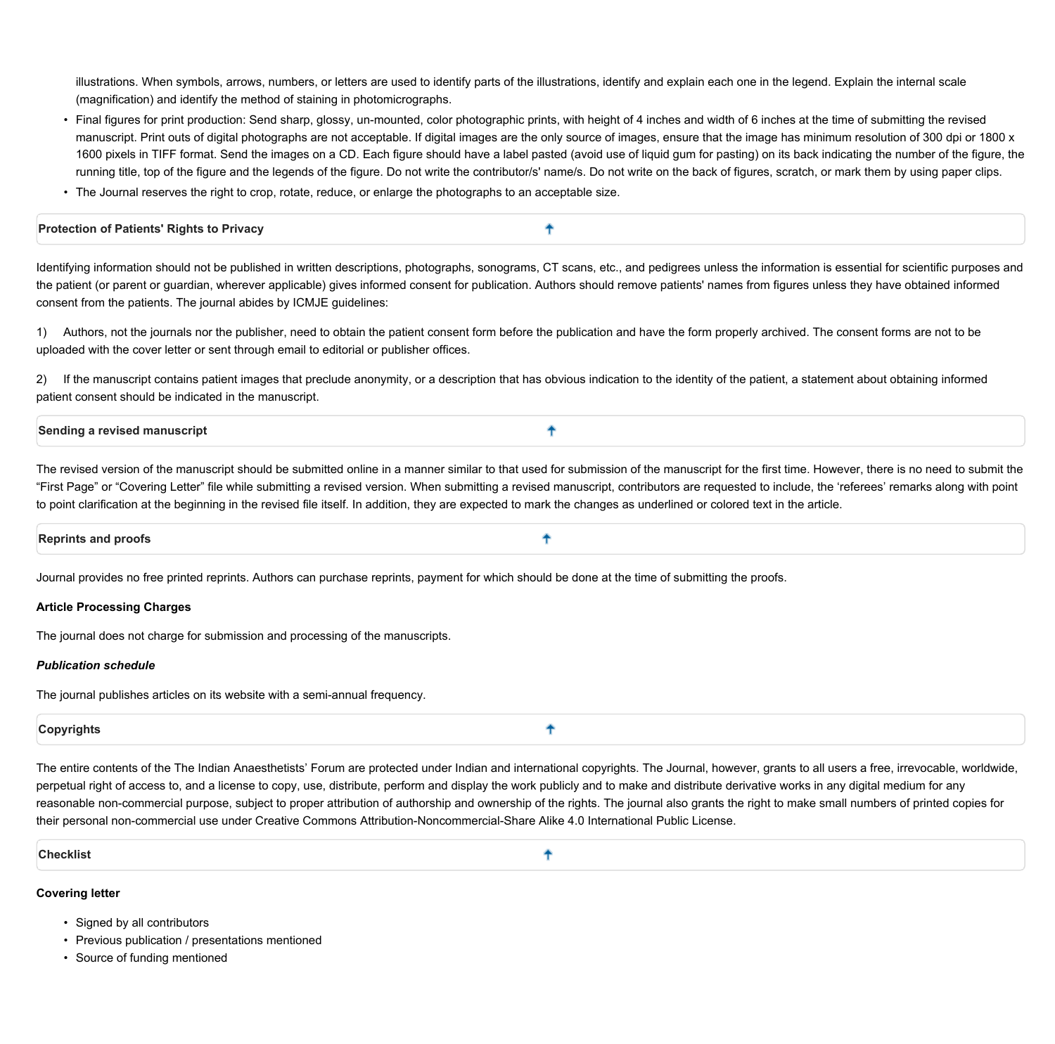illustrations. When symbols, arrows, numbers, or letters are used to identify parts of the illustrations, identify and explain each one in the legend. Explain the internal scale (magnification) and identify the method of staining in photomicrographs.

- Final figures for print production: Send sharp, glossy, un-mounted, color photographic prints, with height of 4 inches and width of 6 inches at the time of submitting the revised manuscript. Print outs of digital photographs are not acceptable. If digital images are the only source of images, ensure that the image has minimum resolution of 300 dpi or 1800 x 1600 pixels in TIFF format. Send the images on a CD. Each figure should have a label pasted (avoid use of liquid gum for pasting) on its back indicating the number of the figure, the running title, top of the figure and the legends of the figure. Do not write the contributor/s' name/s. Do not write on the back of figures, scratch, or mark them by using paper clips.
- The Journal reserves the right to crop, rotate, reduce, or enlarge the photographs to an acceptable size.

## Protection of Patients' Rights to Privacy

Identifying information should not be published in written descriptions, photographs, sonograms, CT scans, etc., and pedigrees unless the information is essential for scientific purposes and the patient (or parent or guardian, wherever applicable) gives informed consent for publication. Authors should remove patients' names from figures unless they have obtained informed consent from the patients. The journal abides by ICMJE guidelines:

1) Authors, not the journals nor the publisher, need to obtain the patient consent form before the publication and have the form properly archived. The consent forms are not to be uploaded with the cover letter or sent through email to editorial or publisher offices.

2) If the manuscript contains patient images that preclude anonymity, or a description that has obvious indication to the identity of the patient, a statement about obtaining informed patient consent should be indicated in the manuscript.

## Sending a revised manuscript

The revised version of the manuscript should be submitted online in a manner similar to that used for submission of the manuscript for the first time. However, there is no need to submit the "First Page" or "Covering Letter" file while submitting a revised version. When submitting a revised manuscript, contributors are requested to include, the 'referees' remarks along with point to point clarification at the beginning in the revised file itself. In addition, they are expected to mark the changes as underlined or colored text in the article.

## Reprints and proofs

Journal provides no free printed reprints. Authors can purchase reprints, payment for which should be done at the time of submitting the proofs.

**Article Processing Charges**

The journal does not charge for submission and processing of the manuscripts.

***Publication schedule***

The journal publishes articles on its website with a semi-annual frequency.

## Copyrights

The entire contents of the The Indian Anaesthetists' Forum are protected under Indian and international copyrights. The Journal, however, grants to all users a free, irrevocable, worldwide, perpetual right of access to, and a license to copy, use, distribute, perform and display the work publicly and to make and distribute derivative works in any digital medium for any reasonable non-commercial purpose, subject to proper attribution of authorship and ownership of the rights. The journal also grants the right to make small numbers of printed copies for their personal non-commercial use under Creative Commons Attribution-Noncommercial-Share Alike 4.0 International Public License.

## Checklist

**Covering letter**

- Signed by all contributors
- Previous publication / presentations mentioned
- Source of funding mentioned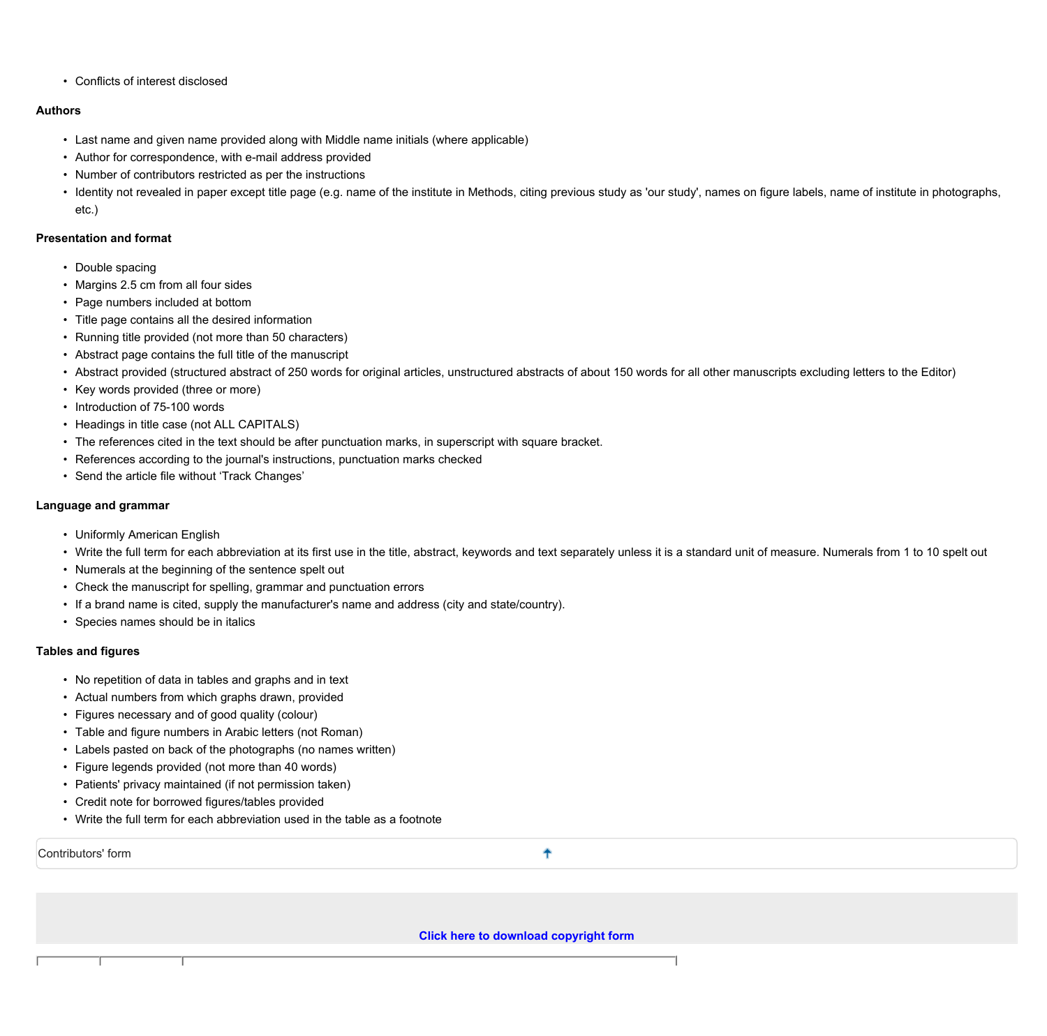- Conflicts of interest disclosed

**Authors**

- Last name and given name provided along with Middle name initials (where applicable)
- Author for correspondence, with e-mail address provided
- Number of contributors restricted as per the instructions
- Identity not revealed in paper except title page (e.g. name of the institute in Methods, citing previous study as 'our study', names on figure labels, name of institute in photographs, etc.)

**Presentation and format**

- Double spacing
- Margins 2.5 cm from all four sides
- Page numbers included at bottom
- Title page contains all the desired information
- Running title provided (not more than 50 characters)
- Abstract page contains the full title of the manuscript
- Abstract provided (structured abstract of 250 words for original articles, unstructured abstracts of about 150 words for all other manuscripts excluding letters to the Editor)
- Key words provided (three or more)
- Introduction of 75-100 words
- Headings in title case (not ALL CAPITALS)
- The references cited in the text should be after punctuation marks, in superscript with square bracket.
- References according to the journal's instructions, punctuation marks checked
- Send the article file without 'Track Changes'

**Language and grammar**

- Uniformly American English
- Write the full term for each abbreviation at its first use in the title, abstract, keywords and text separately unless it is a standard unit of measure. Numerals from 1 to 10 spelt out
- Numerals at the beginning of the sentence spelt out
- Check the manuscript for spelling, grammar and punctuation errors
- If a brand name is cited, supply the manufacturer's name and address (city and state/country).
- Species names should be in italics

**Tables and figures**

- No repetition of data in tables and graphs and in text
- Actual numbers from which graphs drawn, provided
- Figures necessary and of good quality (colour)
- Table and figure numbers in Arabic letters (not Roman)
- Labels pasted on back of the photographs (no names written)
- Figure legends provided (not more than 40 words)
- Patients' privacy maintained (if not permission taken)
- Credit note for borrowed figures/tables provided
- Write the full term for each abbreviation used in the table as a footnote

Contributors' form

**Click here to download copyright form**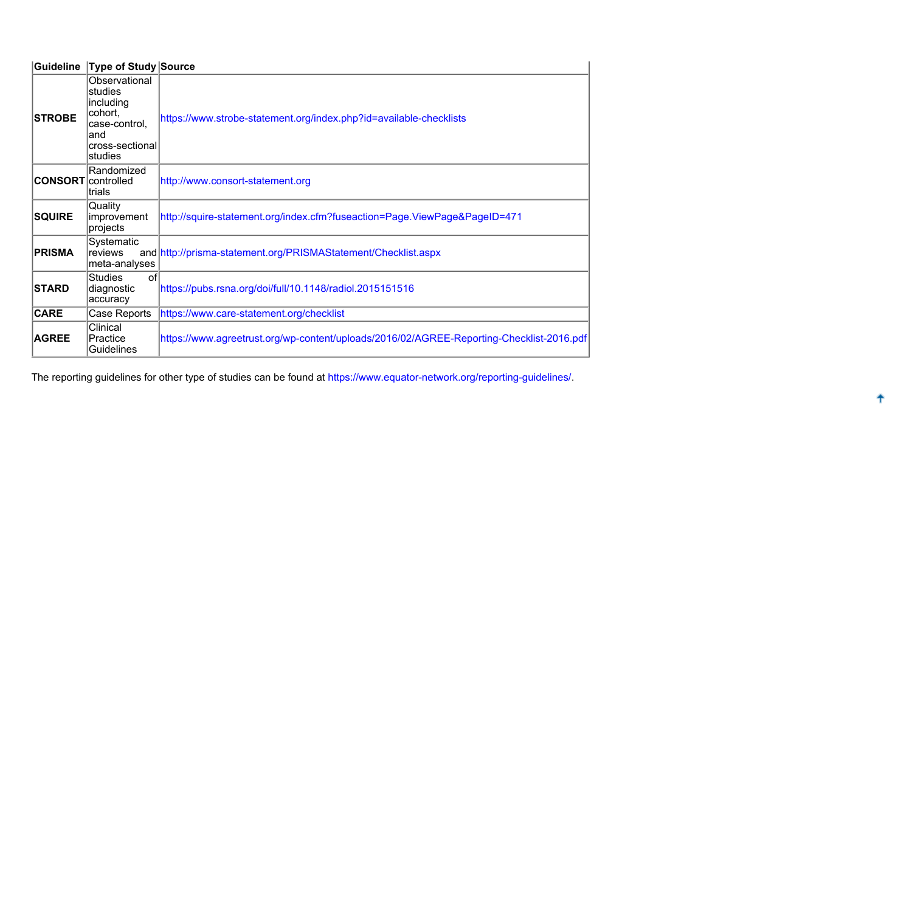| Guideline | Type of Study | Source |
|---|---|---|
| **STROBE** | Observational studies including cohort, case-control, and cross-sectional studies | https://www.strobe-statement.org/index.php?id=available-checklists |
| **CONSORT** | Randomized controlled trials | http://www.consort-statement.org |
| **SQUIRE** | Quality improvement projects | http://squire-statement.org/index.cfm?fuseaction=Page.ViewPage&PageID=471 |
| **PRISMA** | Systematic reviews and meta-analyses | http://prisma-statement.org/PRISMAStatement/Checklist.aspx |
| **STARD** | Studies of diagnostic accuracy | https://pubs.rsna.org/doi/full/10.1148/radiol.2015151516 |
| **CARE** | Case Reports | https://www.care-statement.org/checklist |
| **AGREE** | Clinical Practice Guidelines | https://www.agreetrust.org/wp-content/uploads/2016/02/AGREE-Reporting-Checklist-2016.pdf |

The reporting guidelines for other type of studies can be found at https://www.equator-network.org/reporting-guidelines/.